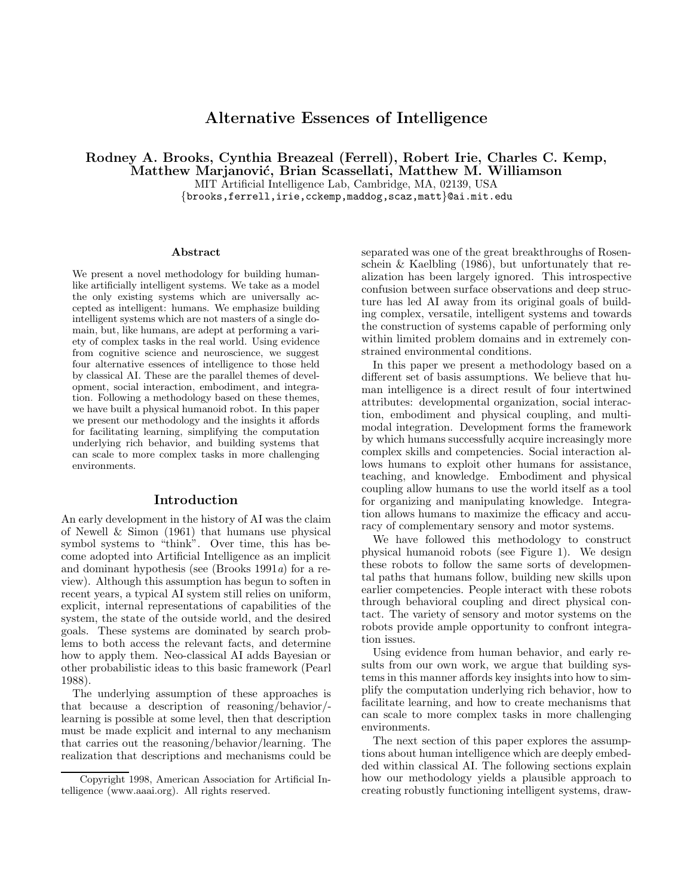# Alternative Essences of Intelligence

**Rodney A. Brooks, Cynthia Breazeal (Ferrell), Robert Irie, Charles C. Kemp, Matthew Marjanović, Brian Scassellati, Matthew M. Williamson**

MIT Artificial Intelligence Lab, Cambridge, MA, 02139, USA

{brooks,ferrell,irie,cckemp,maddog,scaz,matt}@ai.mit.edu

### Abstract

We present a novel methodology for building human-like artificially intelligent systems. We take as a model the only existing systems which are universally accepted as intelligent: humans. We emphasize building intelligent systems which are not masters of a single domain, but, like humans, are adept at performing a variety of complex tasks in the real world. Using evidence from cognitive science and neuroscience, we suggest four alternative essences of intelligence to those held by classical AI. These are the parallel themes of development, social interaction, embodiment, and integration. Following a methodology based on these themes, we have built a physical humanoid robot. In this paper we present our methodology and the insights it affords for facilitating learning, simplifying the computation underlying rich behavior, and building systems that can scale to more complex tasks in more challenging environments.

## Introduction

An early development in the history of AI was the claim of Newell & Simon (1961) that humans use physical symbol systems to "think". Over time, this has become adopted into Artificial Intelligence as an implicit and dominant hypothesis (see (Brooks 1991*a*) for a review). Although this assumption has begun to soften in recent years, a typical AI system still relies on uniform, explicit, internal representations of capabilities of the system, the state of the outside world, and the desired goals. These systems are dominated by search problems to both access the relevant facts, and determine how to apply them. Neo-classical AI adds Bayesian or other probabilistic ideas to this basic framework (Pearl 1988).

The underlying assumption of these approaches is that because a description of reasoning/behavior/learning is possible at some level, then that description must be made explicit and internal to any mechanism that carries out the reasoning/behavior/learning. The realization that descriptions and mechanisms could be separated was one of the great breakthroughs of Rosenschein & Kaelbling (1986), but unfortunately that realization has been largely ignored. This introspective confusion between surface observations and deep structure has led AI away from its original goals of building complex, versatile, intelligent systems and towards the construction of systems capable of performing only within limited problem domains and in extremely constrained environmental conditions.

In this paper we present a methodology based on a different set of basis assumptions. We believe that human intelligence is a direct result of four intertwined attributes: developmental organization, social interaction, embodiment and physical coupling, and multimodal integration. Development forms the framework by which humans successfully acquire increasingly more complex skills and competencies. Social interaction allows humans to exploit other humans for assistance, teaching, and knowledge. Embodiment and physical coupling allow humans to use the world itself as a tool for organizing and manipulating knowledge. Integration allows humans to maximize the efficacy and accuracy of complementary sensory and motor systems.

We have followed this methodology to construct physical humanoid robots (see Figure 1). We design these robots to follow the same sorts of developmental paths that humans follow, building new skills upon earlier competencies. People interact with these robots through behavioral coupling and direct physical contact. The variety of sensory and motor systems on the robots provide ample opportunity to confront integration issues.

Using evidence from human behavior, and early results from our own work, we argue that building systems in this manner affords key insights into how to simplify the computation underlying rich behavior, how to facilitate learning, and how to create mechanisms that can scale to more complex tasks in more challenging environments.

The next section of this paper explores the assumptions about human intelligence which are deeply embedded within classical AI. The following sections explain how our methodology yields a plausible approach to creating robustly functioning intelligent systems, draw-

Copyright 1998, American Association for Artificial Intelligence (www.aaai.org). All rights reserved.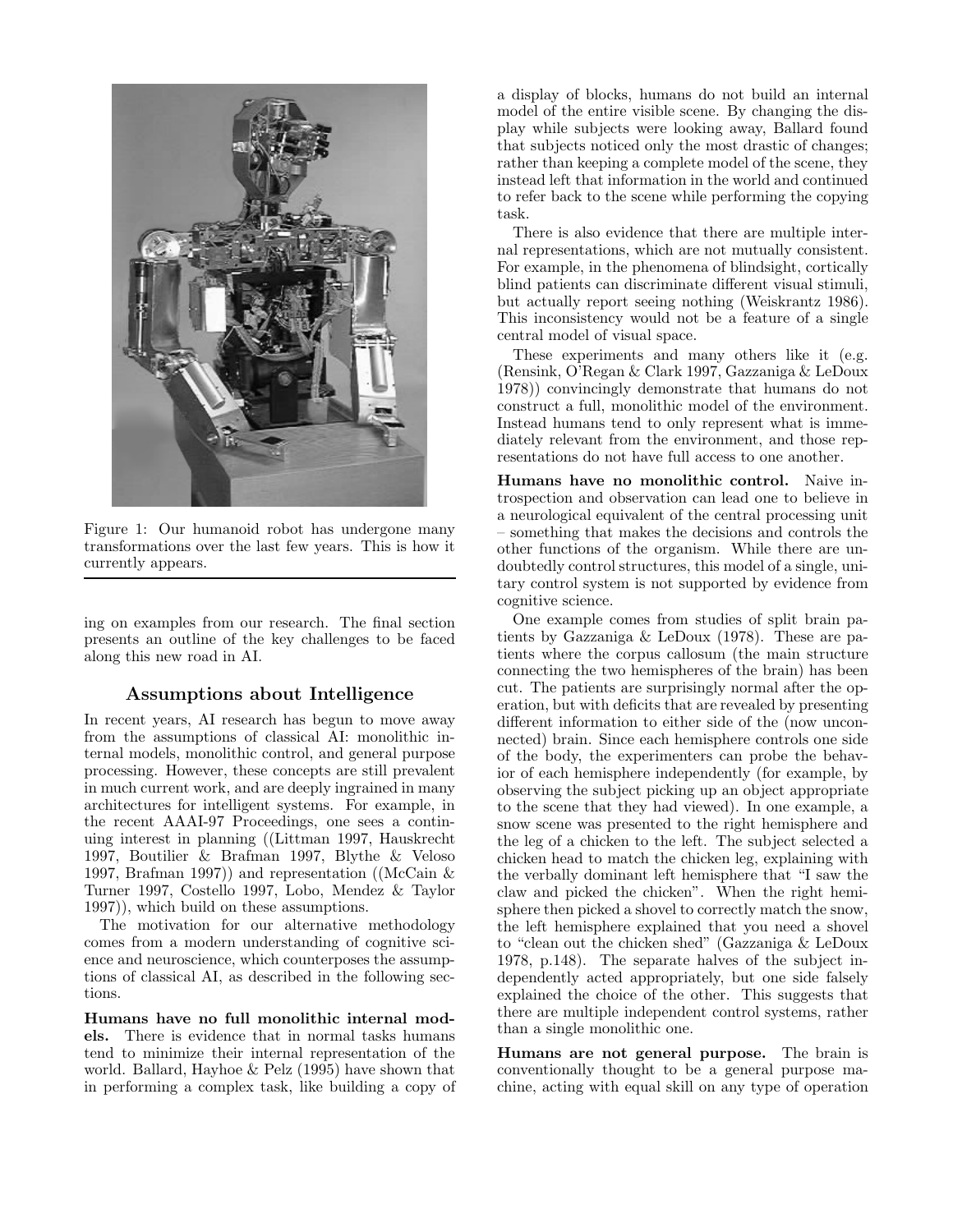Figure 1: Our humanoid robot has undergone many transformations over the last few years. This is how it currently appears.

ing on examples from our research. The final section presents an outline of the key challenges to be faced along this new road in AI.

## Assumptions about Intelligence

In recent years, AI research has begun to move away from the assumptions of classical AI: monolithic internal models, monolithic control, and general purpose processing. However, these concepts are still prevalent in much current work, and are deeply ingrained in many architectures for intelligent systems. For example, in the recent AAAI-97 Proceedings, one sees a continuing interest in planning ((Littman 1997, Hauskrecht 1997, Boutilier & Brafman 1997, Blythe & Veloso 1997, Brafman 1997)) and representation ((McCain & Turner 1997, Costello 1997, Lobo, Mendez & Taylor 1997)), which build on these assumptions.

The motivation for our alternative methodology comes from a modern understanding of cognitive science and neuroscience, which counterposes the assumptions of classical AI, as described in the following sections.

**Humans have no full monolithic internal models.** There is evidence that in normal tasks humans tend to minimize their internal representation of the world. Ballard, Hayhoe & Pelz (1995) have shown that in performing a complex task, like building a copy of a display of blocks, humans do not build an internal model of the entire visible scene. By changing the display while subjects were looking away, Ballard found that subjects noticed only the most drastic of changes; rather than keeping a complete model of the scene, they instead left that information in the world and continued to refer back to the scene while performing the copying task.

There is also evidence that there are multiple internal representations, which are not mutually consistent. For example, in the phenomena of blindsight, cortically blind patients can discriminate different visual stimuli, but actually report seeing nothing (Weiskrantz 1986). This inconsistency would not be a feature of a single central model of visual space.

These experiments and many others like it (e.g. (Rensink, O'Regan & Clark 1997, Gazzaniga & LeDoux 1978)) convincingly demonstrate that humans do not construct a full, monolithic model of the environment. Instead humans tend to only represent what is immediately relevant from the environment, and those representations do not have full access to one another.

**Humans have no monolithic control.** Naive introspection and observation can lead one to believe in a neurological equivalent of the central processing unit – something that makes the decisions and controls the other functions of the organism. While there are undoubtedly control structures, this model of a single, unitary control system is not supported by evidence from cognitive science.

One example comes from studies of split brain patients by Gazzaniga & LeDoux (1978). These are patients where the corpus callosum (the main structure connecting the two hemispheres of the brain) has been cut. The patients are surprisingly normal after the operation, but with deficits that are revealed by presenting different information to either side of the (now unconnected) brain. Since each hemisphere controls one side of the body, the experimenters can probe the behavior of each hemisphere independently (for example, by observing the subject picking up an object appropriate to the scene that they had viewed). In one example, a snow scene was presented to the right hemisphere and the leg of a chicken to the left. The subject selected a chicken head to match the chicken leg, explaining with the verbally dominant left hemisphere that "I saw the claw and picked the chicken". When the right hemisphere then picked a shovel to correctly match the snow, the left hemisphere explained that you need a shovel to "clean out the chicken shed" (Gazzaniga & LeDoux 1978, p.148). The separate halves of the subject independently acted appropriately, but one side falsely explained the choice of the other. This suggests that there are multiple independent control systems, rather than a single monolithic one.

**Humans are not general purpose.** The brain is conventionally thought to be a general purpose machine, acting with equal skill on any type of operation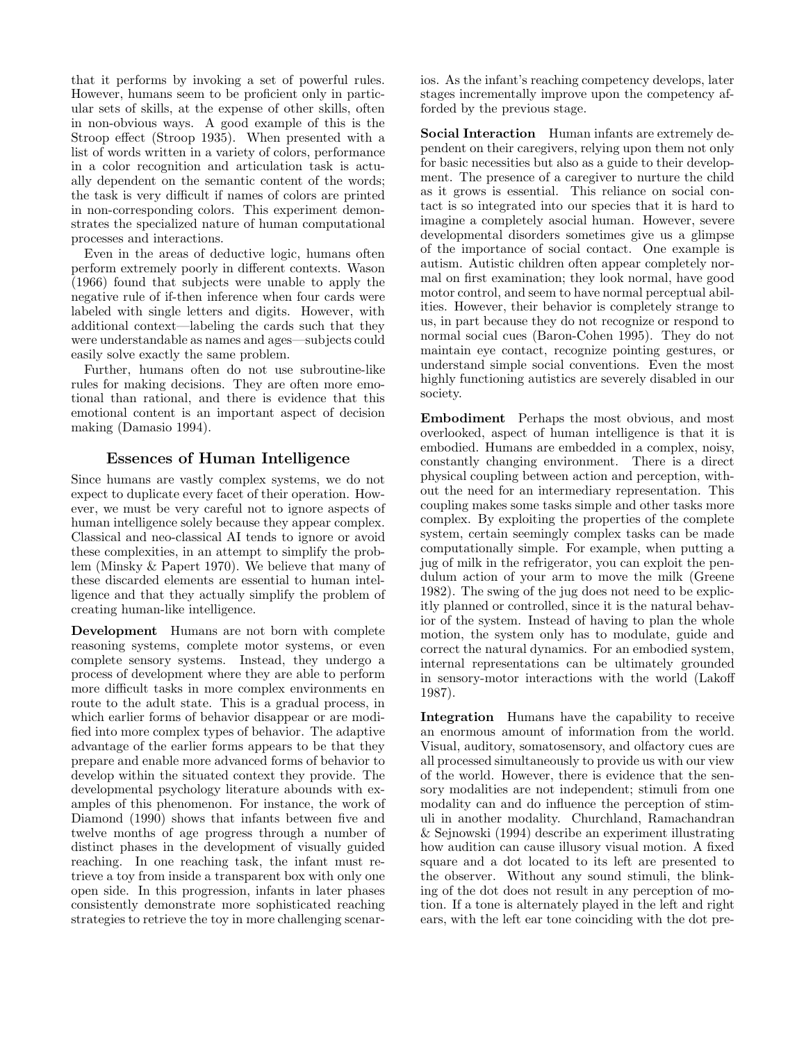that it performs by invoking a set of powerful rules. However, humans seem to be proficient only in particular sets of skills, at the expense of other skills, often in non-obvious ways. A good example of this is the Stroop effect (Stroop 1935). When presented with a list of words written in a variety of colors, performance in a color recognition and articulation task is actually dependent on the semantic content of the words; the task is very difficult if names of colors are printed in non-corresponding colors. This experiment demonstrates the specialized nature of human computational processes and interactions.

Even in the areas of deductive logic, humans often perform extremely poorly in different contexts. Wason (1966) found that subjects were unable to apply the negative rule of if-then inference when four cards were labeled with single letters and digits. However, with additional context—labeling the cards such that they were understandable as names and ages—subjects could easily solve exactly the same problem.

Further, humans often do not use subroutine-like rules for making decisions. They are often more emotional than rational, and there is evidence that this emotional content is an important aspect of decision making (Damasio 1994).

## Essences of Human Intelligence

Since humans are vastly complex systems, we do not expect to duplicate every facet of their operation. However, we must be very careful not to ignore aspects of human intelligence solely because they appear complex. Classical and neo-classical AI tends to ignore or avoid these complexities, in an attempt to simplify the problem (Minsky & Papert 1970). We believe that many of these discarded elements are essential to human intelligence and that they actually simplify the problem of creating human-like intelligence.

**Development** Humans are not born with complete reasoning systems, complete motor systems, or even complete sensory systems. Instead, they undergo a process of development where they are able to perform more difficult tasks in more complex environments en route to the adult state. This is a gradual process, in which earlier forms of behavior disappear or are modified into more complex types of behavior. The adaptive advantage of the earlier forms appears to be that they prepare and enable more advanced forms of behavior to develop within the situated context they provide. The developmental psychology literature abounds with examples of this phenomenon. For instance, the work of Diamond (1990) shows that infants between five and twelve months of age progress through a number of distinct phases in the development of visually guided reaching. In one reaching task, the infant must retrieve a toy from inside a transparent box with only one open side. In this progression, infants in later phases consistently demonstrate more sophisticated reaching strategies to retrieve the toy in more challenging scenarios. As the infant's reaching competency develops, later stages incrementally improve upon the competency afforded by the previous stage.

**Social Interaction** Human infants are extremely dependent on their caregivers, relying upon them not only for basic necessities but also as a guide to their development. The presence of a caregiver to nurture the child as it grows is essential. This reliance on social contact is so integrated into our species that it is hard to imagine a completely asocial human. However, severe developmental disorders sometimes give us a glimpse of the importance of social contact. One example is autism. Autistic children often appear completely normal on first examination; they look normal, have good motor control, and seem to have normal perceptual abilities. However, their behavior is completely strange to us, in part because they do not recognize or respond to normal social cues (Baron-Cohen 1995). They do not maintain eye contact, recognize pointing gestures, or understand simple social conventions. Even the most highly functioning autistics are severely disabled in our society.

**Embodiment** Perhaps the most obvious, and most overlooked, aspect of human intelligence is that it is embodied. Humans are embedded in a complex, noisy, constantly changing environment. There is a direct physical coupling between action and perception, without the need for an intermediary representation. This coupling makes some tasks simple and other tasks more complex. By exploiting the properties of the complete system, certain seemingly complex tasks can be made computationally simple. For example, when putting a jug of milk in the refrigerator, you can exploit the pendulum action of your arm to move the milk (Greene 1982). The swing of the jug does not need to be explicitly planned or controlled, since it is the natural behavior of the system. Instead of having to plan the whole motion, the system only has to modulate, guide and correct the natural dynamics. For an embodied system, internal representations can be ultimately grounded in sensory-motor interactions with the world (Lakoff 1987).

**Integration** Humans have the capability to receive an enormous amount of information from the world. Visual, auditory, somatosensory, and olfactory cues are all processed simultaneously to provide us with our view of the world. However, there is evidence that the sensory modalities are not independent; stimuli from one modality can and do influence the perception of stimuli in another modality. Churchland, Ramachandran & Sejnowski (1994) describe an experiment illustrating how audition can cause illusory visual motion. A fixed square and a dot located to its left are presented to the observer. Without any sound stimuli, the blinking of the dot does not result in any perception of motion. If a tone is alternately played in the left and right ears, with the left ear tone coinciding with the dot pre-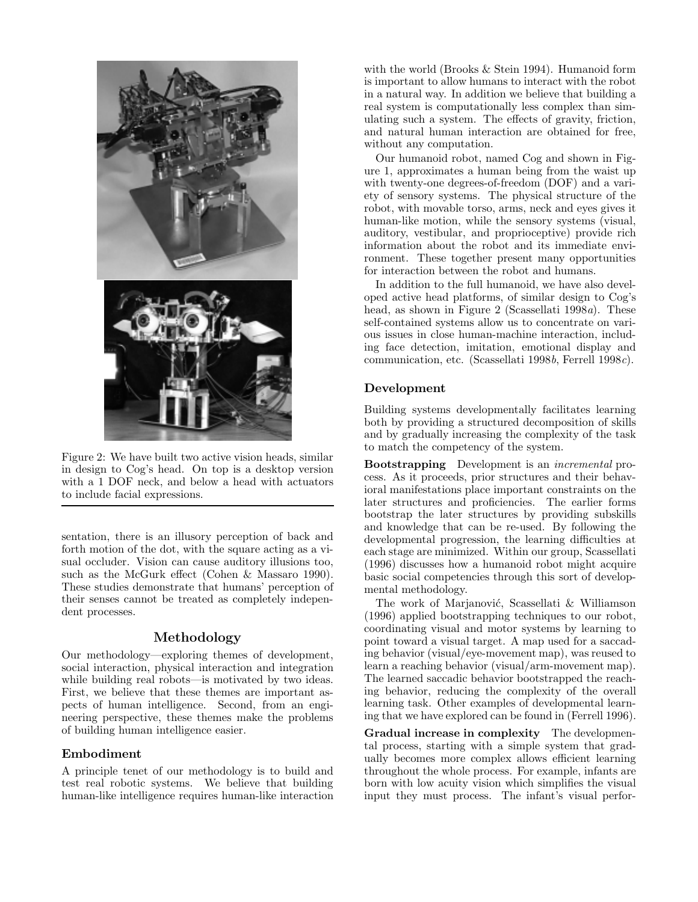Figure 2: We have built two active vision heads, similar in design to Cog's head. On top is a desktop version with a 1 DOF neck, and below a head with actuators to include facial expressions.

sentation, there is an illusory perception of back and forth motion of the dot, with the square acting as a visual occluder. Vision can cause auditory illusions too, such as the McGurk effect (Cohen & Massaro 1990). These studies demonstrate that humans' perception of their senses cannot be treated as completely independent processes.

## Methodology

Our methodology—exploring themes of development, social interaction, physical interaction and integration while building real robots—is motivated by two ideas. First, we believe that these themes are important aspects of human intelligence. Second, from an engineering perspective, these themes make the problems of building human intelligence easier.

### Embodiment

A principle tenet of our methodology is to build and test real robotic systems. We believe that building human-like intelligence requires human-like interaction with the world (Brooks & Stein 1994). Humanoid form is important to allow humans to interact with the robot in a natural way. In addition we believe that building a real system is computationally less complex than simulating such a system. The effects of gravity, friction, and natural human interaction are obtained for free, without any computation.

Our humanoid robot, named Cog and shown in Figure 1, approximates a human being from the waist up with twenty-one degrees-of-freedom (DOF) and a variety of sensory systems. The physical structure of the robot, with movable torso, arms, neck and eyes gives it human-like motion, while the sensory systems (visual, auditory, vestibular, and proprioceptive) provide rich information about the robot and its immediate environment. These together present many opportunities for interaction between the robot and humans.

In addition to the full humanoid, we have also developed active head platforms, of similar design to Cog's head, as shown in Figure 2 (Scassellati 1998*a*). These self-contained systems allow us to concentrate on various issues in close human-machine interaction, including face detection, imitation, emotional display and communication, etc. (Scassellati 1998*b*, Ferrell 1998*c*).

### Development

Building systems developmentally facilitates learning both by providing a structured decomposition of skills and by gradually increasing the complexity of the task to match the competency of the system.

**Bootstrapping** Development is an *incremental* process. As it proceeds, prior structures and their behavioral manifestations place important constraints on the later structures and proficiencies. The earlier forms bootstrap the later structures by providing subskills and knowledge that can be re-used. By following the developmental progression, the learning difficulties at each stage are minimized. Within our group, Scassellati (1996) discusses how a humanoid robot might acquire basic social competencies through this sort of developmental methodology.

The work of Marjanović, Scassellati & Williamson (1996) applied bootstrapping techniques to our robot, coordinating visual and motor systems by learning to point toward a visual target. A map used for a saccading behavior (visual/eye-movement map), was reused to learn a reaching behavior (visual/arm-movement map). The learned saccadic behavior bootstrapped the reaching behavior, reducing the complexity of the overall learning task. Other examples of developmental learning that we have explored can be found in (Ferrell 1996).

**Gradual increase in complexity** The developmental process, starting with a simple system that gradually becomes more complex allows efficient learning throughout the whole process. For example, infants are born with low acuity vision which simplifies the visual input they must process. The infant's visual perfor-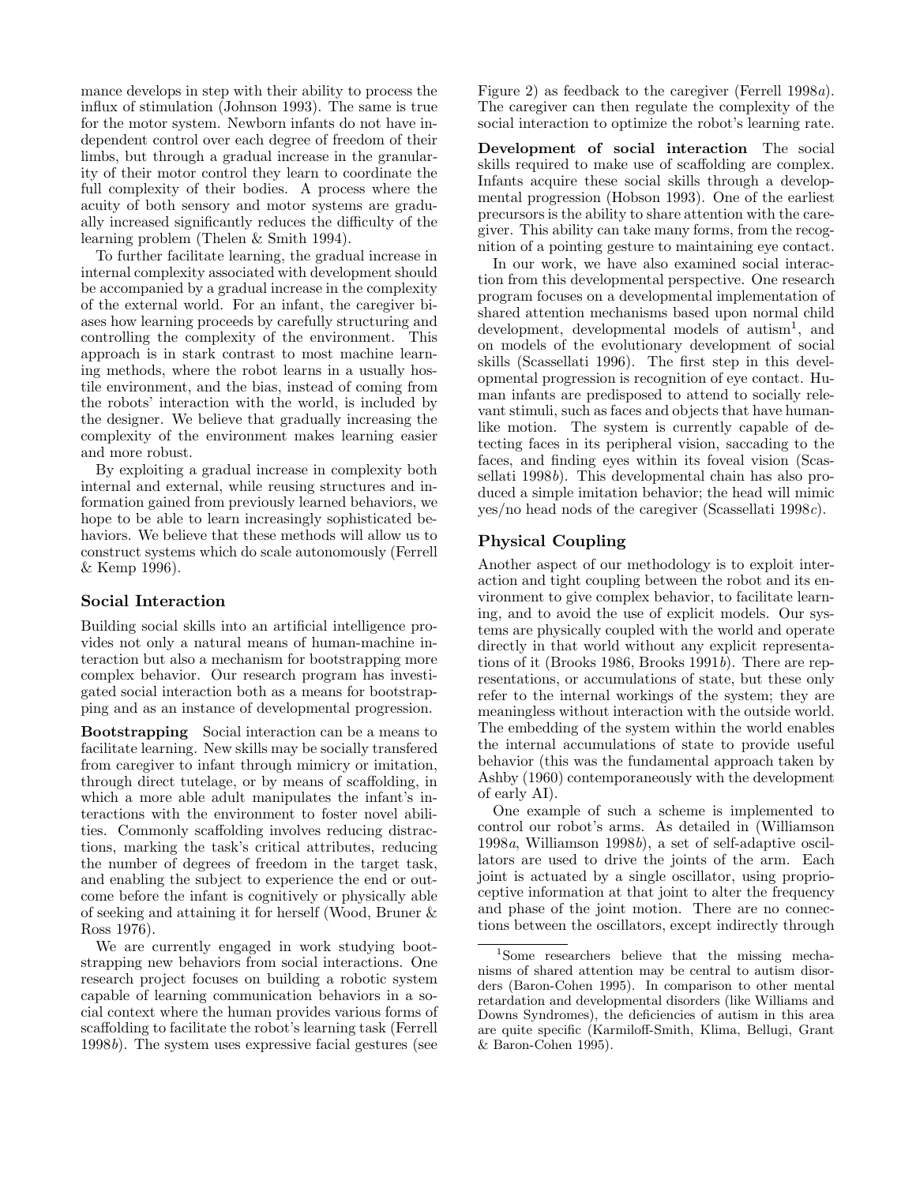mance develops in step with their ability to process the influx of stimulation (Johnson 1993). The same is true for the motor system. Newborn infants do not have independent control over each degree of freedom of their limbs, but through a gradual increase in the granularity of their motor control they learn to coordinate the full complexity of their bodies. A process where the acuity of both sensory and motor systems are gradually increased significantly reduces the difficulty of the learning problem (Thelen & Smith 1994).

To further facilitate learning, the gradual increase in internal complexity associated with development should be accompanied by a gradual increase in the complexity of the external world. For an infant, the caregiver biases how learning proceeds by carefully structuring and controlling the complexity of the environment. This approach is in stark contrast to most machine learning methods, where the robot learns in a usually hostile environment, and the bias, instead of coming from the robots' interaction with the world, is included by the designer. We believe that gradually increasing the complexity of the environment makes learning easier and more robust.

By exploiting a gradual increase in complexity both internal and external, while reusing structures and information gained from previously learned behaviors, we hope to be able to learn increasingly sophisticated behaviors. We believe that these methods will allow us to construct systems which do scale autonomously (Ferrell & Kemp 1996).

### Social Interaction

Building social skills into an artificial intelligence provides not only a natural means of human-machine interaction but also a mechanism for bootstrapping more complex behavior. Our research program has investigated social interaction both as a means for bootstrapping and as an instance of developmental progression.

**Bootstrapping** Social interaction can be a means to facilitate learning. New skills may be socially transfered from caregiver to infant through mimicry or imitation, through direct tutelage, or by means of scaffolding, in which a more able adult manipulates the infant's interactions with the environment to foster novel abilities. Commonly scaffolding involves reducing distractions, marking the task's critical attributes, reducing the number of degrees of freedom in the target task, and enabling the subject to experience the end or outcome before the infant is cognitively or physically able of seeking and attaining it for herself (Wood, Bruner & Ross 1976).

We are currently engaged in work studying bootstrapping new behaviors from social interactions. One research project focuses on building a robotic system capable of learning communication behaviors in a social context where the human provides various forms of scaffolding to facilitate the robot's learning task (Ferrell 1998*b*). The system uses expressive facial gestures (see Figure 2) as feedback to the caregiver (Ferrell 1998*a*). The caregiver can then regulate the complexity of the social interaction to optimize the robot's learning rate.

**Development of social interaction** The social skills required to make use of scaffolding are complex. Infants acquire these social skills through a developmental progression (Hobson 1993). One of the earliest precursors is the ability to share attention with the caregiver. This ability can take many forms, from the recognition of a pointing gesture to maintaining eye contact.

In our work, we have also examined social interaction from this developmental perspective. One research program focuses on a developmental implementation of shared attention mechanisms based upon normal child development, developmental models of autism[1], and on models of the evolutionary development of social skills (Scassellati 1996). The first step in this developmental progression is recognition of eye contact. Human infants are predisposed to attend to socially relevant stimuli, such as faces and objects that have human-like motion. The system is currently capable of detecting faces in its peripheral vision, saccading to the faces, and finding eyes within its foveal vision (Scassellati 1998*b*). This developmental chain has also produced a simple imitation behavior; the head will mimic yes/no head nods of the caregiver (Scassellati 1998*c*).

### Physical Coupling

Another aspect of our methodology is to exploit interaction and tight coupling between the robot and its environment to give complex behavior, to facilitate learning, and to avoid the use of explicit models. Our systems are physically coupled with the world and operate directly in that world without any explicit representations of it (Brooks 1986, Brooks 1991*b*). There are representations, or accumulations of state, but these only refer to the internal workings of the system; they are meaningless without interaction with the outside world. The embedding of the system within the world enables the internal accumulations of state to provide useful behavior (this was the fundamental approach taken by Ashby (1960) contemporaneously with the development of early AI).

One example of such a scheme is implemented to control our robot's arms. As detailed in (Williamson 1998*a*, Williamson 1998*b*), a set of self-adaptive oscillators are used to drive the joints of the arm. Each joint is actuated by a single oscillator, using proprioceptive information at that joint to alter the frequency and phase of the joint motion. There are no connections between the oscillators, except indirectly through

[1] Some researchers believe that the missing mechanisms of shared attention may be central to autism disorders (Baron-Cohen 1995). In comparison to other mental retardation and developmental disorders (like Williams and Downs Syndromes), the deficiencies of autism in this area are quite specific (Karmiloff-Smith, Klima, Bellugi, Grant & Baron-Cohen 1995).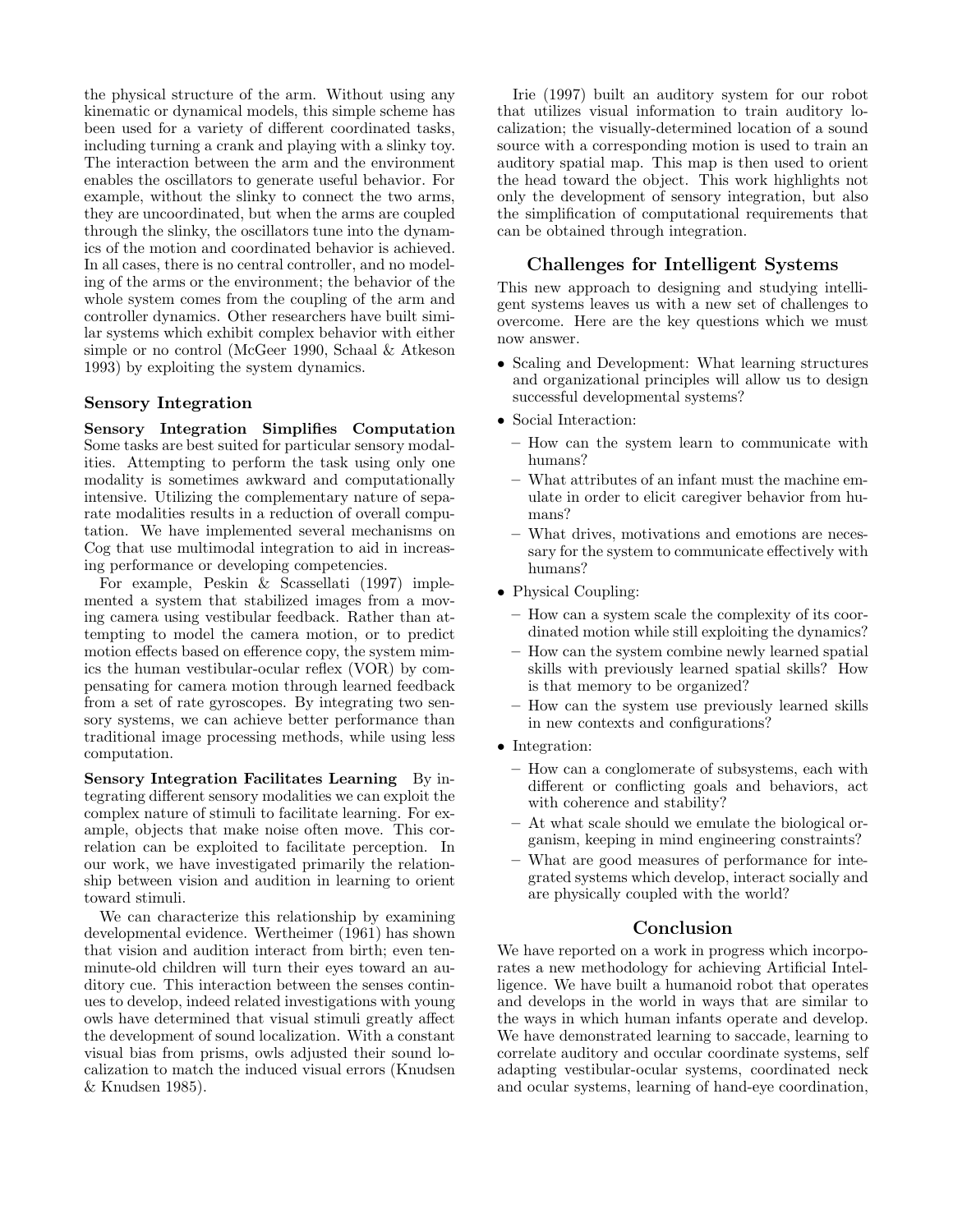the physical structure of the arm. Without using any kinematic or dynamical models, this simple scheme has been used for a variety of different coordinated tasks, including turning a crank and playing with a slinky toy. The interaction between the arm and the environment enables the oscillators to generate useful behavior. For example, without the slinky to connect the two arms, they are uncoordinated, but when the arms are coupled through the slinky, the oscillators tune into the dynamics of the motion and coordinated behavior is achieved. In all cases, there is no central controller, and no modeling of the arms or the environment; the behavior of the whole system comes from the coupling of the arm and controller dynamics. Other researchers have built similar systems which exhibit complex behavior with either simple or no control (McGeer 1990, Schaal & Atkeson 1993) by exploiting the system dynamics.

### Sensory Integration

**Sensory Integration Simplifies Computation** Some tasks are best suited for particular sensory modalities. Attempting to perform the task using only one modality is sometimes awkward and computationally intensive. Utilizing the complementary nature of separate modalities results in a reduction of overall computation. We have implemented several mechanisms on Cog that use multimodal integration to aid in increasing performance or developing competencies.

For example, Peskin & Scassellati (1997) implemented a system that stabilized images from a moving camera using vestibular feedback. Rather than attempting to model the camera motion, or to predict motion effects based on efference copy, the system mimics the human vestibular-ocular reflex (VOR) by compensating for camera motion through learned feedback from a set of rate gyroscopes. By integrating two sensory systems, we can achieve better performance than traditional image processing methods, while using less computation.

**Sensory Integration Facilitates Learning** By integrating different sensory modalities we can exploit the complex nature of stimuli to facilitate learning. For example, objects that make noise often move. This correlation can be exploited to facilitate perception. In our work, we have investigated primarily the relationship between vision and audition in learning to orient toward stimuli.

We can characterize this relationship by examining developmental evidence. Wertheimer (1961) has shown that vision and audition interact from birth; even ten-minute-old children will turn their eyes toward an auditory cue. This interaction between the senses continues to develop, indeed related investigations with young owls have determined that visual stimuli greatly affect the development of sound localization. With a constant visual bias from prisms, owls adjusted their sound localization to match the induced visual errors (Knudsen & Knudsen 1985).

Irie (1997) built an auditory system for our robot that utilizes visual information to train auditory localization; the visually-determined location of a sound source with a corresponding motion is used to train an auditory spatial map. This map is then used to orient the head toward the object. This work highlights not only the development of sensory integration, but also the simplification of computational requirements that can be obtained through integration.

## Challenges for Intelligent Systems

This new approach to designing and studying intelligent systems leaves us with a new set of challenges to overcome. Here are the key questions which we must now answer.

- Scaling and Development: What learning structures and organizational principles will allow us to design successful developmental systems?
- Social Interaction:
  - How can the system learn to communicate with humans?
  - What attributes of an infant must the machine emulate in order to elicit caregiver behavior from humans?
  - What drives, motivations and emotions are necessary for the system to communicate effectively with humans?
- Physical Coupling:
  - How can a system scale the complexity of its coordinated motion while still exploiting the dynamics?
  - How can the system combine newly learned spatial skills with previously learned spatial skills? How is that memory to be organized?
  - How can the system use previously learned skills in new contexts and configurations?
- Integration:
  - How can a conglomerate of subsystems, each with different or conflicting goals and behaviors, act with coherence and stability?
  - At what scale should we emulate the biological organism, keeping in mind engineering constraints?
  - What are good measures of performance for integrated systems which develop, interact socially and are physically coupled with the world?

## Conclusion

We have reported on a work in progress which incorporates a new methodology for achieving Artificial Intelligence. We have built a humanoid robot that operates and develops in the world in ways that are similar to the ways in which human infants operate and develop. We have demonstrated learning to saccade, learning to correlate auditory and occular coordinate systems, self adapting vestibular-ocular systems, coordinated neck and ocular systems, learning of hand-eye coordination,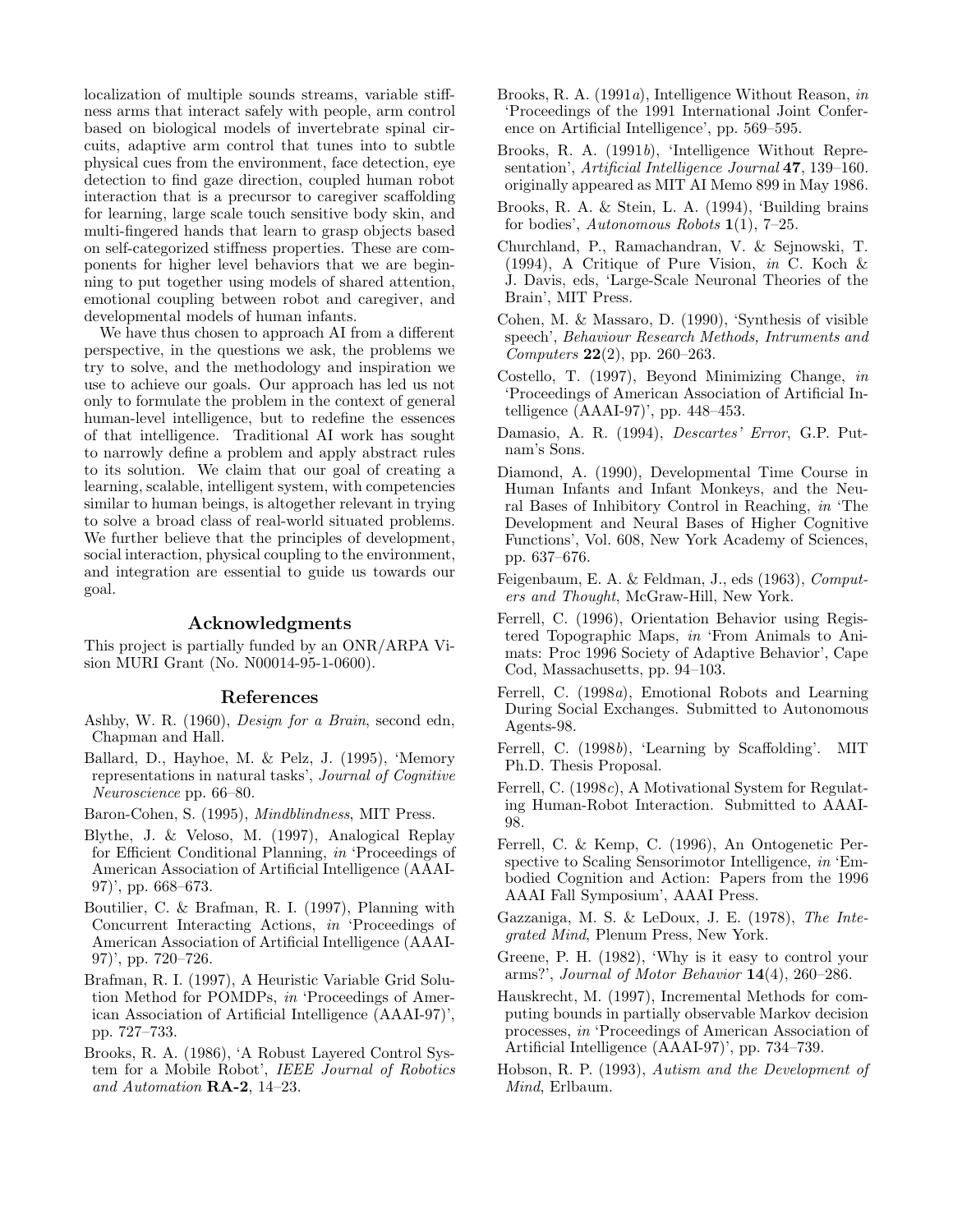localization of multiple sounds streams, variable stiffness arms that interact safely with people, arm control based on biological models of invertebrate spinal circuits, adaptive arm control that tunes into to subtle physical cues from the environment, face detection, eye detection to find gaze direction, coupled human robot interaction that is a precursor to caregiver scaffolding for learning, large scale touch sensitive body skin, and multi-fingered hands that learn to grasp objects based on self-categorized stiffness properties. These are components for higher level behaviors that we are beginning to put together using models of shared attention, emotional coupling between robot and caregiver, and developmental models of human infants.

We have thus chosen to approach AI from a different perspective, in the questions we ask, the problems we try to solve, and the methodology and inspiration we use to achieve our goals. Our approach has led us not only to formulate the problem in the context of general human-level intelligence, but to redefine the essences of that intelligence. Traditional AI work has sought to narrowly define a problem and apply abstract rules to its solution. We claim that our goal of creating a learning, scalable, intelligent system, with competencies similar to human beings, is altogether relevant in trying to solve a broad class of real-world situated problems. We further believe that the principles of development, social interaction, physical coupling to the environment, and integration are essential to guide us towards our goal.

## Acknowledgments

This project is partially funded by an ONR/ARPA Vision MURI Grant (No. N00014-95-1-0600).

## References

Ashby, W. R. (1960), *Design for a Brain*, second edn, Chapman and Hall.

Ballard, D., Hayhoe, M. & Pelz, J. (1995), 'Memory representations in natural tasks', *Journal of Cognitive Neuroscience* pp. 66–80.

Baron-Cohen, S. (1995), *Mindblindness*, MIT Press.

Blythe, J. & Veloso, M. (1997), Analogical Replay for Efficient Conditional Planning, *in* 'Proceedings of American Association of Artificial Intelligence (AAAI-97)', pp. 668–673.

Boutilier, C. & Brafman, R. I. (1997), Planning with Concurrent Interacting Actions, *in* 'Proceedings of American Association of Artificial Intelligence (AAAI-97)', pp. 720–726.

Brafman, R. I. (1997), A Heuristic Variable Grid Solution Method for POMDPs, *in* 'Proceedings of American Association of Artificial Intelligence (AAAI-97)', pp. 727–733.

Brooks, R. A. (1986), 'A Robust Layered Control System for a Mobile Robot', *IEEE Journal of Robotics and Automation* **RA-2**, 14–23.

Brooks, R. A. (1991*a*), Intelligence Without Reason, *in* 'Proceedings of the 1991 International Joint Conference on Artificial Intelligence', pp. 569–595.

Brooks, R. A. (1991*b*), 'Intelligence Without Representation', *Artificial Intelligence Journal* **47**, 139–160. originally appeared as MIT AI Memo 899 in May 1986.

Brooks, R. A. & Stein, L. A. (1994), 'Building brains for bodies', *Autonomous Robots* **1**(1), 7–25.

Churchland, P., Ramachandran, V. & Sejnowski, T. (1994), A Critique of Pure Vision, *in* C. Koch & J. Davis, eds, 'Large-Scale Neuronal Theories of the Brain', MIT Press.

Cohen, M. & Massaro, D. (1990), 'Synthesis of visible speech', *Behaviour Research Methods, Intruments and Computers* **22**(2), pp. 260–263.

Costello, T. (1997), Beyond Minimizing Change, *in* 'Proceedings of American Association of Artificial Intelligence (AAAI-97)', pp. 448–453.

Damasio, A. R. (1994), *Descartes' Error*, G.P. Putnam's Sons.

Diamond, A. (1990), Developmental Time Course in Human Infants and Infant Monkeys, and the Neural Bases of Inhibitory Control in Reaching, *in* 'The Development and Neural Bases of Higher Cognitive Functions', Vol. 608, New York Academy of Sciences, pp. 637–676.

Feigenbaum, E. A. & Feldman, J., eds (1963), *Computers and Thought*, McGraw-Hill, New York.

Ferrell, C. (1996), Orientation Behavior using Registered Topographic Maps, *in* 'From Animals to Animats: Proc 1996 Society of Adaptive Behavior', Cape Cod, Massachusetts, pp. 94–103.

Ferrell, C. (1998*a*), Emotional Robots and Learning During Social Exchanges. Submitted to Autonomous Agents-98.

Ferrell, C. (1998*b*), 'Learning by Scaffolding'. MIT Ph.D. Thesis Proposal.

Ferrell, C. (1998*c*), A Motivational System for Regulating Human-Robot Interaction. Submitted to AAAI-98.

Ferrell, C. & Kemp, C. (1996), An Ontogenetic Perspective to Scaling Sensorimotor Intelligence, *in* 'Embodied Cognition and Action: Papers from the 1996 AAAI Fall Symposium', AAAI Press.

Gazzaniga, M. S. & LeDoux, J. E. (1978), *The Integrated Mind*, Plenum Press, New York.

Greene, P. H. (1982), 'Why is it easy to control your arms?', *Journal of Motor Behavior* **14**(4), 260–286.

Hauskrecht, M. (1997), Incremental Methods for computing bounds in partially observable Markov decision processes, *in* 'Proceedings of American Association of Artificial Intelligence (AAAI-97)', pp. 734–739.

Hobson, R. P. (1993), *Autism and the Development of Mind*, Erlbaum.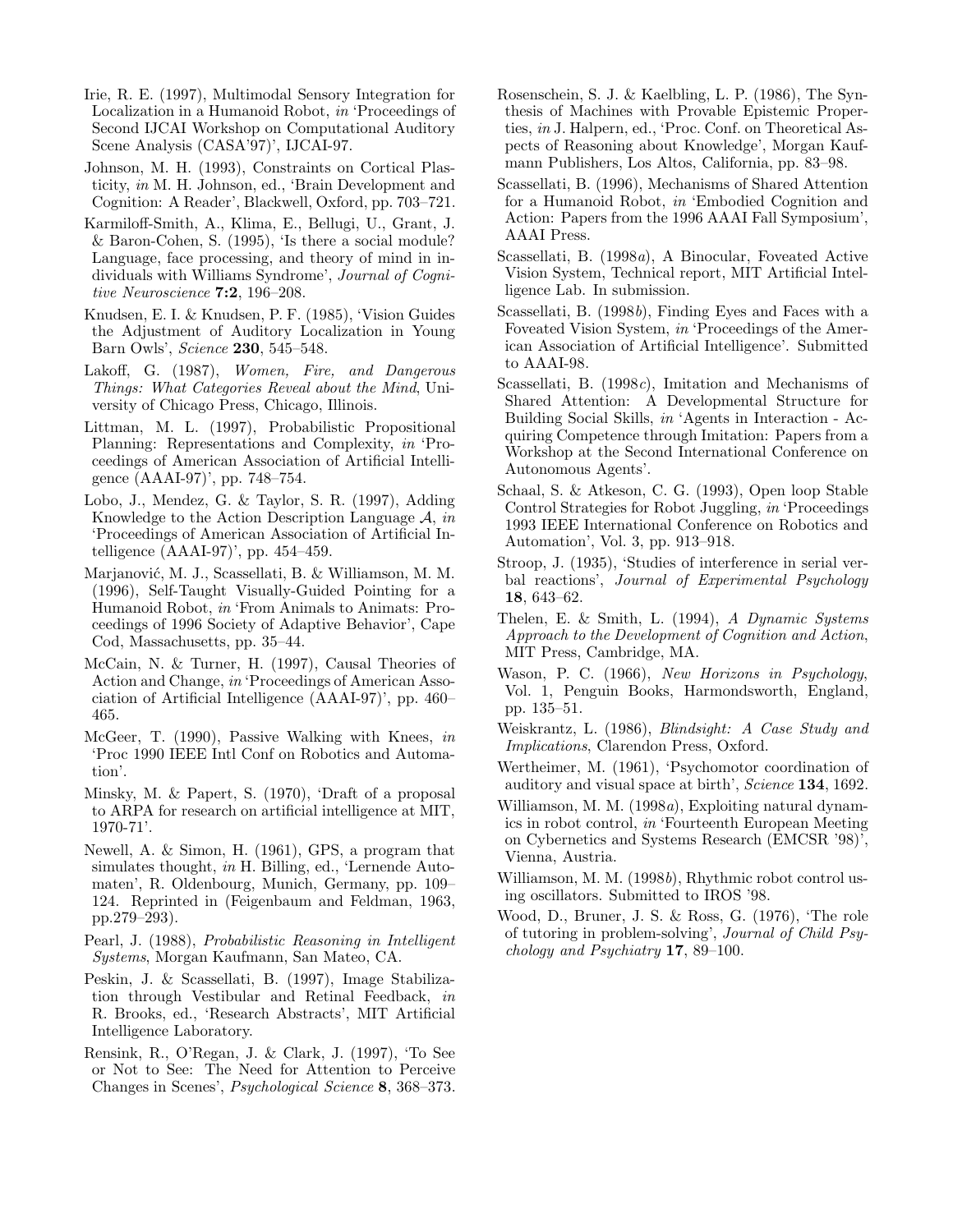Irie, R. E. (1997), Multimodal Sensory Integration for Localization in a Humanoid Robot, *in* 'Proceedings of Second IJCAI Workshop on Computational Auditory Scene Analysis (CASA'97)', IJCAI-97.

Johnson, M. H. (1993), Constraints on Cortical Plasticity, *in* M. H. Johnson, ed., 'Brain Development and Cognition: A Reader', Blackwell, Oxford, pp. 703–721.

Karmiloff-Smith, A., Klima, E., Bellugi, U., Grant, J. & Baron-Cohen, S. (1995), 'Is there a social module? Language, face processing, and theory of mind in individuals with Williams Syndrome', *Journal of Cognitive Neuroscience* **7:2**, 196–208.

Knudsen, E. I. & Knudsen, P. F. (1985), 'Vision Guides the Adjustment of Auditory Localization in Young Barn Owls', *Science* **230**, 545–548.

Lakoff, G. (1987), *Women, Fire, and Dangerous Things: What Categories Reveal about the Mind*, University of Chicago Press, Chicago, Illinois.

Littman, M. L. (1997), Probabilistic Propositional Planning: Representations and Complexity, *in* 'Proceedings of American Association of Artificial Intelligence (AAAI-97)', pp. 748–754.

Lobo, J., Mendez, G. & Taylor, S. R. (1997), Adding Knowledge to the Action Description Language $\mathcal{A}$, *in* 'Proceedings of American Association of Artificial Intelligence (AAAI-97)', pp. 454–459.

Marjanović, M. J., Scassellati, B. & Williamson, M. M. (1996), Self-Taught Visually-Guided Pointing for a Humanoid Robot, *in* 'From Animals to Animats: Proceedings of 1996 Society of Adaptive Behavior', Cape Cod, Massachusetts, pp. 35–44.

McCain, N. & Turner, H. (1997), Causal Theories of Action and Change, *in* 'Proceedings of American Association of Artificial Intelligence (AAAI-97)', pp. 460–465.

McGeer, T. (1990), Passive Walking with Knees, *in* 'Proc 1990 IEEE Intl Conf on Robotics and Automation'.

Minsky, M. & Papert, S. (1970), 'Draft of a proposal to ARPA for research on artificial intelligence at MIT, 1970-71'.

Newell, A. & Simon, H. (1961), GPS, a program that simulates thought, *in* H. Billing, ed., 'Lernende Automaten', R. Oldenbourg, Munich, Germany, pp. 109–124. Reprinted in (Feigenbaum and Feldman, 1963, pp.279–293).

Pearl, J. (1988), *Probabilistic Reasoning in Intelligent Systems*, Morgan Kaufmann, San Mateo, CA.

Peskin, J. & Scassellati, B. (1997), Image Stabilization through Vestibular and Retinal Feedback, *in* R. Brooks, ed., 'Research Abstracts', MIT Artificial Intelligence Laboratory.

Rensink, R., O'Regan, J. & Clark, J. (1997), 'To See or Not to See: The Need for Attention to Perceive Changes in Scenes', *Psychological Science* **8**, 368–373.

Rosenschein, S. J. & Kaelbling, L. P. (1986), The Synthesis of Machines with Provable Epistemic Properties, *in* J. Halpern, ed., 'Proc. Conf. on Theoretical Aspects of Reasoning about Knowledge', Morgan Kaufmann Publishers, Los Altos, California, pp. 83–98.

Scassellati, B. (1996), Mechanisms of Shared Attention for a Humanoid Robot, *in* 'Embodied Cognition and Action: Papers from the 1996 AAAI Fall Symposium', AAAI Press.

Scassellati, B. (1998*a*), A Binocular, Foveated Active Vision System, Technical report, MIT Artificial Intelligence Lab. In submission.

Scassellati, B. (1998*b*), Finding Eyes and Faces with a Foveated Vision System, *in* 'Proceedings of the American Association of Artificial Intelligence'. Submitted to AAAI-98.

Scassellati, B. (1998*c*), Imitation and Mechanisms of Shared Attention: A Developmental Structure for Building Social Skills, *in* 'Agents in Interaction - Acquiring Competence through Imitation: Papers from a Workshop at the Second International Conference on Autonomous Agents'.

Schaal, S. & Atkeson, C. G. (1993), Open loop Stable Control Strategies for Robot Juggling, *in* 'Proceedings 1993 IEEE International Conference on Robotics and Automation', Vol. 3, pp. 913–918.

Stroop, J. (1935), 'Studies of interference in serial verbal reactions', *Journal of Experimental Psychology* **18**, 643–62.

Thelen, E. & Smith, L. (1994), *A Dynamic Systems Approach to the Development of Cognition and Action*, MIT Press, Cambridge, MA.

Wason, P. C. (1966), *New Horizons in Psychology*, Vol. 1, Penguin Books, Harmondsworth, England, pp. 135–51.

Weiskrantz, L. (1986), *Blindsight: A Case Study and Implications*, Clarendon Press, Oxford.

Wertheimer, M. (1961), 'Psychomotor coordination of auditory and visual space at birth', *Science* **134**, 1692.

Williamson, M. M. (1998*a*), Exploiting natural dynamics in robot control, *in* 'Fourteenth European Meeting on Cybernetics and Systems Research (EMCSR '98)', Vienna, Austria.

Williamson, M. M. (1998*b*), Rhythmic robot control using oscillators. Submitted to IROS '98.

Wood, D., Bruner, J. S. & Ross, G. (1976), 'The role of tutoring in problem-solving', *Journal of Child Psychology and Psychiatry* **17**, 89–100.